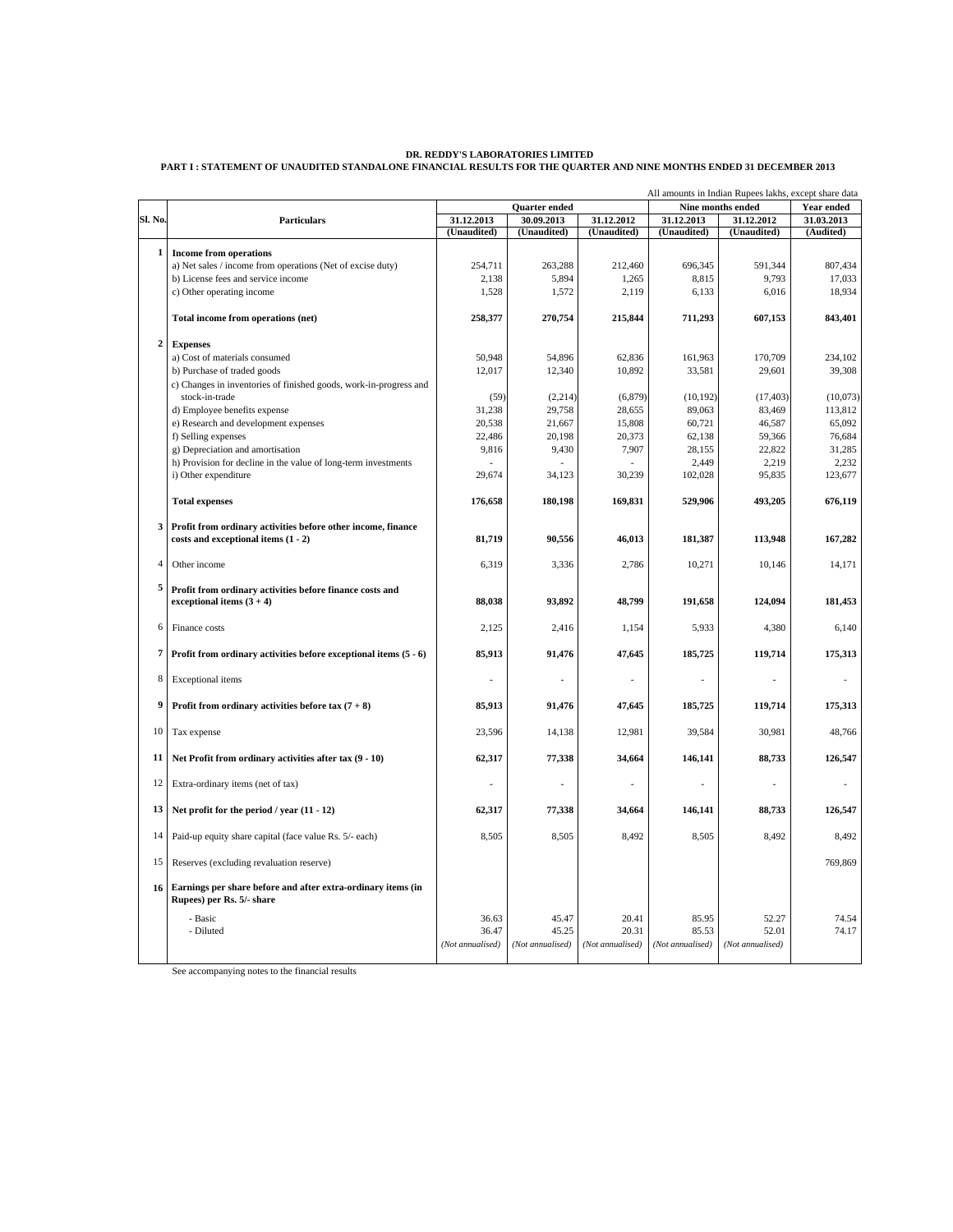**DR. REDDY'S LABORATORIES LIMITED**

**PART I : STATEMENT OF UNAUDITED STANDALONE FINANCIAL RESULTS FOR THE QUARTER AND NINE MONTHS ENDED 31 DECEMBER 2013**

All amounts in Indian Rupees lakhs, except share data

| Sl. No. | Particulars | Quarter ended | | | Nine months ended | | Year ended |
|---|---|---|---|---|---|---|---|
| | | 31.12.2013 | 30.09.2013 | 31.12.2012 | 31.12.2013 | 31.12.2012 | 31.03.2013 |
| | | (Unaudited) | (Unaudited) | (Unaudited) | (Unaudited) | (Unaudited) | (Audited) |
| **1** | **Income from operations** | | | | | | |
| | a) Net sales / income from operations (Net of excise duty) | 254,711 | 263,288 | 212,460 | 696,345 | 591,344 | 807,434 |
| | b) License fees and service income | 2,138 | 5,894 | 1,265 | 8,815 | 9,793 | 17,033 |
| | c) Other operating income | 1,528 | 1,572 | 2,119 | 6,133 | 6,016 | 18,934 |
| | **Total income from operations (net)** | **258,377** | **270,754** | **215,844** | **711,293** | **607,153** | **843,401** |
| **2** | **Expenses** | | | | | | |
| | a) Cost of materials consumed | 50,948 | 54,896 | 62,836 | 161,963 | 170,709 | 234,102 |
| | b) Purchase of traded goods | 12,017 | 12,340 | 10,892 | 33,581 | 29,601 | 39,308 |
| | c) Changes in inventories of finished goods, work-in-progress and stock-in-trade | (59) | (2,214) | (6,879) | (10,192) | (17,403) | (10,073) |
| | d) Employee benefits expense | 31,238 | 29,758 | 28,655 | 89,063 | 83,469 | 113,812 |
| | e) Research and development expenses | 20,538 | 21,667 | 15,808 | 60,721 | 46,587 | 65,092 |
| | f) Selling expenses | 22,486 | 20,198 | 20,373 | 62,138 | 59,366 | 76,684 |
| | g) Depreciation and amortisation | 9,816 | 9,430 | 7,907 | 28,155 | 22,822 | 31,285 |
| | h) Provision for decline in the value of long-term investments | - | - | - | 2,449 | 2,219 | 2,232 |
| | i) Other expenditure | 29,674 | 34,123 | 30,239 | 102,028 | 95,835 | 123,677 |
| | **Total expenses** | **176,658** | **180,198** | **169,831** | **529,906** | **493,205** | **676,119** |
| **3** | **Profit from ordinary activities before other income, finance costs and exceptional items (1 - 2)** | **81,719** | **90,556** | **46,013** | **181,387** | **113,948** | **167,282** |
| 4 | Other income | 6,319 | 3,336 | 2,786 | 10,271 | 10,146 | 14,171 |
| **5** | **Profit from ordinary activities before finance costs and exceptional items (3 + 4)** | **88,038** | **93,892** | **48,799** | **191,658** | **124,094** | **181,453** |
| 6 | Finance costs | 2,125 | 2,416 | 1,154 | 5,933 | 4,380 | 6,140 |
| **7** | **Profit from ordinary activities before exceptional items (5 - 6)** | **85,913** | **91,476** | **47,645** | **185,725** | **119,714** | **175,313** |
| 8 | Exceptional items | - | - | - | - | - | - |
| **9** | **Profit from ordinary activities before tax (7 + 8)** | **85,913** | **91,476** | **47,645** | **185,725** | **119,714** | **175,313** |
| 10 | Tax expense | 23,596 | 14,138 | 12,981 | 39,584 | 30,981 | 48,766 |
| **11** | **Net Profit from ordinary activities after tax (9 - 10)** | **62,317** | **77,338** | **34,664** | **146,141** | **88,733** | **126,547** |
| 12 | Extra-ordinary items (net of tax) | - | - | - | - | - | - |
| **13** | **Net profit for the period / year (11 - 12)** | **62,317** | **77,338** | **34,664** | **146,141** | **88,733** | **126,547** |
| 14 | Paid-up equity share capital (face value Rs. 5/- each) | 8,505 | 8,505 | 8,492 | 8,505 | 8,492 | 8,492 |
| 15 | Reserves (excluding revaluation reserve) | | | | | | 769,869 |
| **16** | **Earnings per share before and after extra-ordinary items (in Rupees) per Rs. 5/- share** | | | | | | |
| | - Basic | 36.63 | 45.47 | 20.41 | 85.95 | 52.27 | 74.54 |
| | - Diluted | 36.47 | 45.25 | 20.31 | 85.53 | 52.01 | 74.17 |
| | | *(Not annualised)* | *(Not annualised)* | *(Not annualised)* | *(Not annualised)* | *(Not annualised)* | |

See accompanying notes to the financial results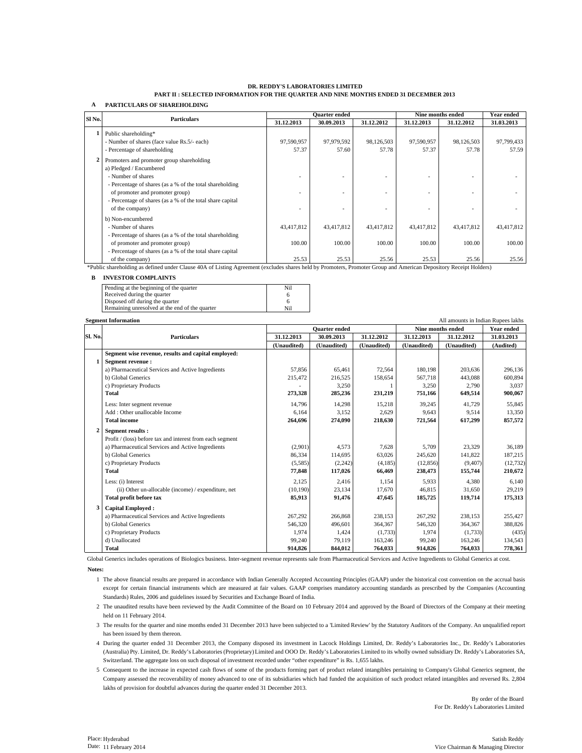**DR. REDDY'S LABORATORIES LIMITED**

**PART II : SELECTED INFORMATION FOR THE QUARTER AND NINE MONTHS ENDED 31 DECEMBER 2013**

**A PARTICULARS OF SHAREHOLDING**

| Sl No. | Particulars | Quarter ended | | | Nine months ended | | Year ended |
|---|---|---|---|---|---|---|---|
| | | 31.12.2013 | 30.09.2013 | 31.12.2012 | 31.12.2013 | 31.12.2012 | 31.03.2013 |
| 1 | Public shareholding* | | | | | | |
| | - Number of shares (face value Rs.5/- each) | 97,590,957 | 97,979,592 | 98,126,503 | 97,590,957 | 98,126,503 | 97,799,433 |
| | - Percentage of shareholding | 57.37 | 57.60 | 57.78 | 57.37 | 57.78 | 57.59 |
| 2 | Promoters and promoter group shareholding | | | | | | |
| | a) Pledged / Encumbered | | | | | | |
| | - Number of shares | - | - | - | - | - | - |
| | - Percentage of shares (as a % of the total shareholding of promoter and promoter group) | - | - | - | - | - | - |
| | - Percentage of shares (as a % of the total share capital of the company) | - | - | - | - | - | - |
| | b) Non-encumbered | | | | | | |
| | - Number of shares | 43,417,812 | 43,417,812 | 43,417,812 | 43,417,812 | 43,417,812 | 43,417,812 |
| | - Percentage of shares (as a % of the total shareholding of promoter and promoter group) | 100.00 | 100.00 | 100.00 | 100.00 | 100.00 | 100.00 |
| | - Percentage of shares (as a % of the total share capital of the company) | 25.53 | 25.53 | 25.56 | 25.53 | 25.56 | 25.56 |

*Public shareholding as defined under Clause 40A of Listing Agreement (excludes shares held by Promoters, Promoter Group and American Depository Receipt Holders)

**B INVESTOR COMPLAINTS**

| | |
|---|---|
| Pending at the beginning of the quarter | Nil |
| Received during the quarter | 6 |
| Disposed off during the quarter | 6 |
| Remaining unresolved at the end of the quarter | Nil |

**Segment Information**

All amounts in Indian Rupees lakhs

| Sl. No. | Particulars | Quarter ended | | | Nine months ended | | Year ended |
|---|---|---|---|---|---|---|---|
| | | 31.12.2013 | 30.09.2013 | 31.12.2012 | 31.12.2013 | 31.12.2012 | 31.03.2013 |
| | | (Unaudited) | (Unaudited) | (Unaudited) | (Unaudited) | (Unaudited) | (Audited) |
| | **Segment wise revenue, results and capital employed:** | | | | | | |
| 1 | **Segment revenue :** | | | | | | |
| | a) Pharmaceutical Services and Active Ingredients | 57,856 | 65,461 | 72,564 | 180,198 | 203,636 | 296,136 |
| | b) Global Generics | 215,472 | 216,525 | 158,654 | 567,718 | 443,088 | 600,894 |
| | c) Proprietary Products | - | 3,250 | 1 | 3,250 | 2,790 | 3,037 |
| | **Total** | **273,328** | **285,236** | **231,219** | **751,166** | **649,514** | **900,067** |
| | Less: Inter segment revenue | 14,796 | 14,298 | 15,218 | 39,245 | 41,729 | 55,845 |
| | Add : Other unallocable Income | 6,164 | 3,152 | 2,629 | 9,643 | 9,514 | 13,350 |
| | **Total income** | **264,696** | **274,090** | **218,630** | **721,564** | **617,299** | **857,572** |
| 2 | **Segment results :** | | | | | | |
| | Profit / (loss) before tax and interest from each segment | | | | | | |
| | a) Pharmaceutical Services and Active Ingredients | (2,901) | 4,573 | 7,628 | 5,709 | 23,329 | 36,189 |
| | b) Global Generics | 86,334 | 114,695 | 63,026 | 245,620 | 141,822 | 187,215 |
| | c) Proprietary Products | (5,585) | (2,242) | (4,185) | (12,856) | (9,407) | (12,732) |
| | **Total** | **77,848** | **117,026** | **66,469** | **238,473** | **155,744** | **210,672** |
| | Less: (i) Interest | 2,125 | 2,416 | 1,154 | 5,933 | 4,380 | 6,140 |
| | (ii) Other un-allocable (income) / expenditure, net | (10,190) | 23,134 | 17,670 | 46,815 | 31,650 | 29,219 |
| | **Total profit before tax** | **85,913** | **91,476** | **47,645** | **185,725** | **119,714** | **175,313** |
| 3 | **Capital Employed :** | | | | | | |
| | a) Pharmaceutical Services and Active Ingredients | 267,292 | 266,868 | 238,153 | 267,292 | 238,153 | 255,427 |
| | b) Global Generics | 546,320 | 496,601 | 364,367 | 546,320 | 364,367 | 388,826 |
| | c) Proprietary Products | 1,974 | 1,424 | (1,733) | 1,974 | (1,733) | (435) |
| | d) Unallocated | 99,240 | 79,119 | 163,246 | 99,240 | 163,246 | 134,543 |
| | **Total** | **914,826** | **844,012** | **764,033** | **914,826** | **764,033** | **778,361** |

Global Generics includes operations of Biologics business. Inter-segment revenue represents sale from Pharmaceutical Services and Active Ingredients to Global Generics at cost.

**Notes:**

1. The above financial results are prepared in accordance with Indian Generally Accepted Accounting Principles (GAAP) under the historical cost convention on the accrual basis except for certain financial instruments which are measured at fair values. GAAP comprises mandatory accounting standards as prescribed by the Companies (Accounting Standards) Rules, 2006 and guidelines issued by Securities and Exchange Board of India.
2. The unaudited results have been reviewed by the Audit Committee of the Board on 10 February 2014 and approved by the Board of Directors of the Company at their meeting held on 11 February 2014.
3. The results for the quarter and nine months ended 31 December 2013 have been subjected to a 'Limited Review' by the Statutory Auditors of the Company. An unqualified report has been issued by them thereon.
4. During the quarter ended 31 December 2013, the Company disposed its investment in Lacock Holdings Limited, Dr. Reddy's Laboratories Inc., Dr. Reddy's Laboratories (Australia) Pty. Limited, Dr. Reddy's Laboratories (Proprietary) Limited and OOO Dr. Reddy's Laboratories Limited to its wholly owned subsidiary Dr. Reddy's Laboratories SA, Switzerland. The aggregate loss on such disposal of investment recorded under "other expenditure" is Rs. 1,655 lakhs.
5. Consequent to the increase in expected cash flows of some of the products forming part of product related intangibles pertaining to Company's Global Generics segment, the Company assessed the recoverability of money advanced to one of its subsidiaries which had funded the acquisition of such product related intangibles and reversed Rs. 2,804 lakhs of provision for doubtful advances during the quarter ended 31 December 2013.

By order of the Board
For Dr. Reddy's Laboratories Limited

Place: Hyderabad
Date: 11 February 2014

Satish Reddy
Vice Chairman & Managing Director